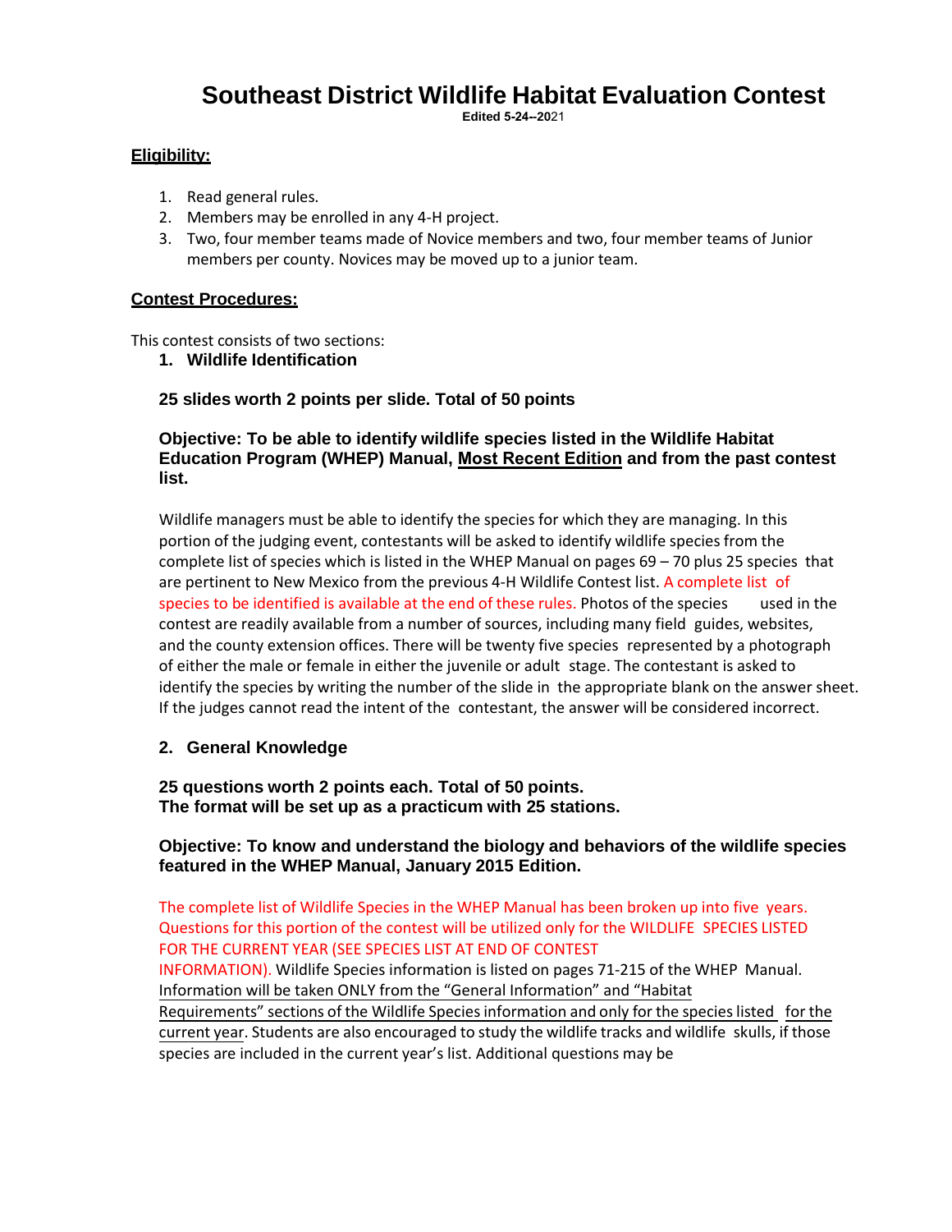# Southeast District Wildlife Habitat Evaluation Contest

**Edited 5-24--20**21

## Eligibility:

1. Read general rules.
2. Members may be enrolled in any 4-H project.
3. Two, four member teams made of Novice members and two, four member teams of Junior members per county. Novices may be moved up to a junior team.

## Contest Procedures:

This contest consists of two sections:

1. **Wildlife Identification**

   **25 slides worth 2 points per slide. Total of 50 points**

   **Objective: To be able to identify wildlife species listed in the Wildlife Habitat Education Program (WHEP) Manual, <u>Most Recent Edition</u> and from the past contest list.**

   Wildlife managers must be able to identify the species for which they are managing. In this portion of the judging event, contestants will be asked to identify wildlife species from the complete list of species which is listed in the WHEP Manual on pages 69 – 70 plus 25 species that are pertinent to New Mexico from the previous 4-H Wildlife Contest list. A complete list of species to be identified is available at the end of these rules. Photos of the species used in the contest are readily available from a number of sources, including many field guides, websites, and the county extension offices. There will be twenty five species represented by a photograph of either the male or female in either the juvenile or adult stage. The contestant is asked to identify the species by writing the number of the slide in the appropriate blank on the answer sheet. If the judges cannot read the intent of the contestant, the answer will be considered incorrect.

2. **General Knowledge**

   **25 questions worth 2 points each. Total of 50 points.**
   **The format will be set up as a practicum with 25 stations.**

   **Objective: To know and understand the biology and behaviors of the wildlife species featured in the WHEP Manual, January 2015 Edition.**

   The complete list of Wildlife Species in the WHEP Manual has been broken up into five years. Questions for this portion of the contest will be utilized only for the WILDLIFE SPECIES LISTED FOR THE CURRENT YEAR (SEE SPECIES LIST AT END OF CONTEST INFORMATION). Wildlife Species information is listed on pages 71-215 of the WHEP Manual. <u>Information will be taken ONLY from the "General Information" and "Habitat Requirements" sections of the Wildlife Species information and only for the species listed for the current year</u>. Students are also encouraged to study the wildlife tracks and wildlife skulls, if those species are included in the current year's list. Additional questions may be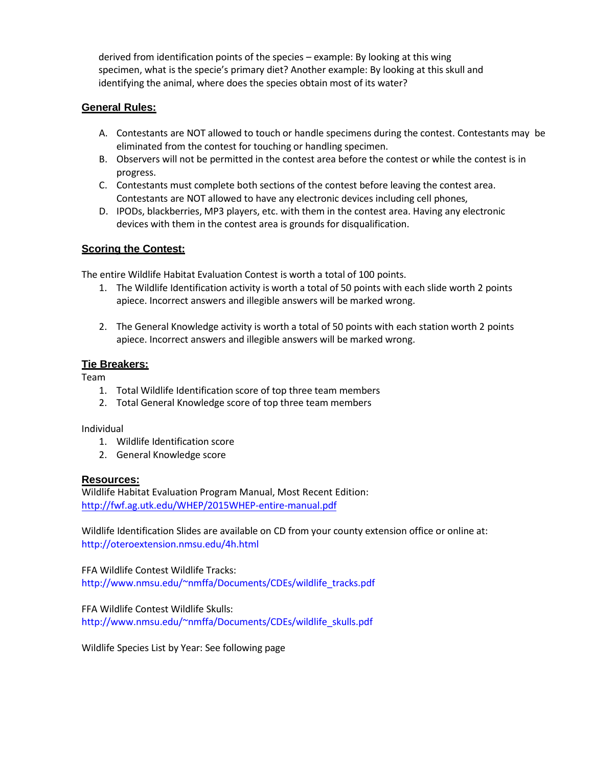derived from identification points of the species – example: By looking at this wing specimen, what is the specie's primary diet? Another example: By looking at this skull and identifying the animal, where does the species obtain most of its water?

## General Rules:

A. Contestants are NOT allowed to touch or handle specimens during the contest. Contestants may be eliminated from the contest for touching or handling specimen.
B. Observers will not be permitted in the contest area before the contest or while the contest is in progress.
C. Contestants must complete both sections of the contest before leaving the contest area. Contestants are NOT allowed to have any electronic devices including cell phones,
D. IPODs, blackberries, MP3 players, etc. with them in the contest area. Having any electronic devices with them in the contest area is grounds for disqualification.

## Scoring the Contest:

The entire Wildlife Habitat Evaluation Contest is worth a total of 100 points.

1. The Wildlife Identification activity is worth a total of 50 points with each slide worth 2 points apiece. Incorrect answers and illegible answers will be marked wrong.

2. The General Knowledge activity is worth a total of 50 points with each station worth 2 points apiece. Incorrect answers and illegible answers will be marked wrong.

## Tie Breakers:

Team

1. Total Wildlife Identification score of top three team members
2. Total General Knowledge score of top three team members

Individual

1. Wildlife Identification score
2. General Knowledge score

## Resources:

Wildlife Habitat Evaluation Program Manual, Most Recent Edition:
http://fwf.ag.utk.edu/WHEP/2015WHEP-entire-manual.pdf

Wildlife Identification Slides are available on CD from your county extension office or online at:
http://oteroextension.nmsu.edu/4h.html

FFA Wildlife Contest Wildlife Tracks:
http://www.nmsu.edu/~nmffa/Documents/CDEs/wildlife_tracks.pdf

FFA Wildlife Contest Wildlife Skulls:
http://www.nmsu.edu/~nmffa/Documents/CDEs/wildlife_skulls.pdf

Wildlife Species List by Year: See following page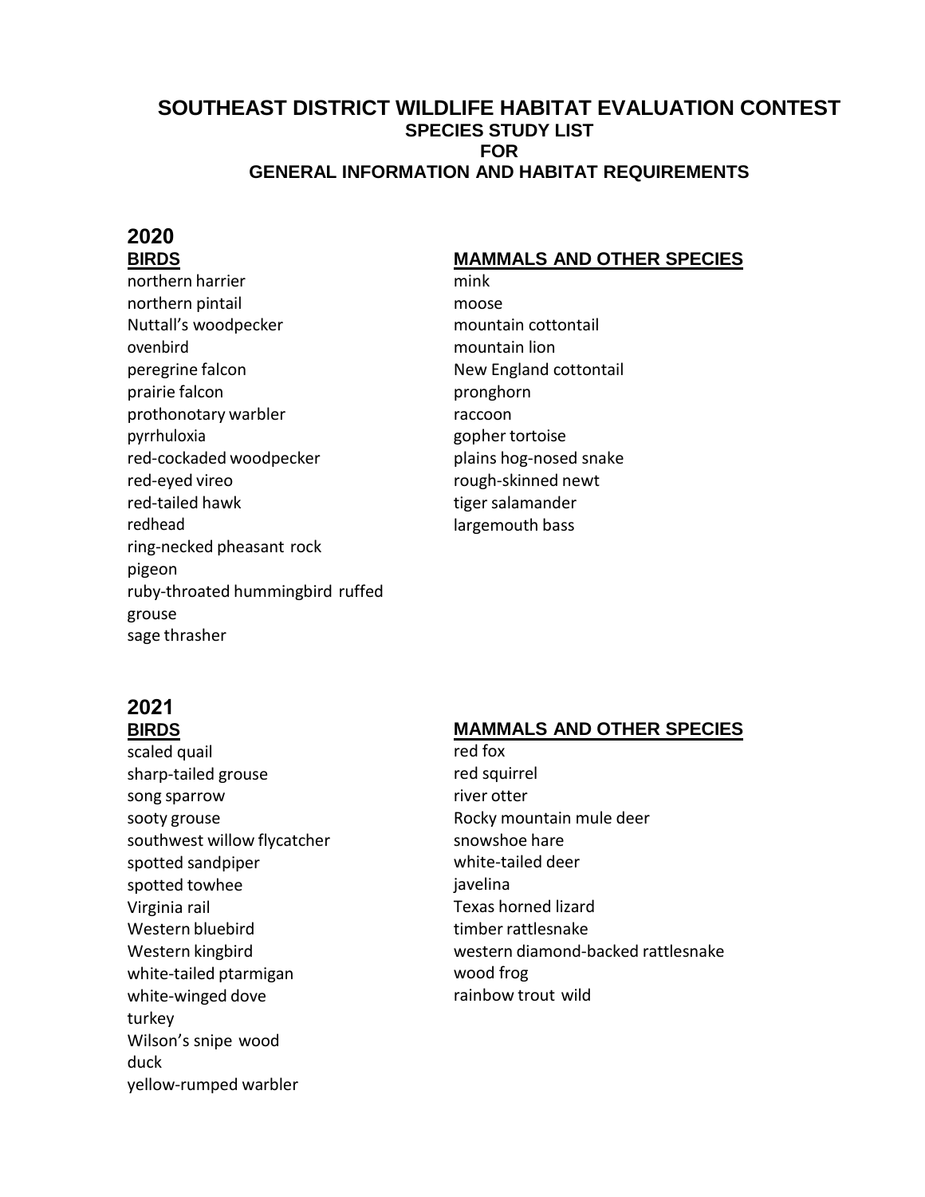# SOUTHEAST DISTRICT WILDLIFE HABITAT EVALUATION CONTEST

## SPECIES STUDY LIST FOR GENERAL INFORMATION AND HABITAT REQUIREMENTS

## 2020

### BIRDS

northern harrier
northern pintail
Nuttall's woodpecker
ovenbird
peregrine falcon
prairie falcon
prothonotary warbler
pyrrhuloxia
red-cockaded woodpecker
red-eyed vireo
red-tailed hawk
redhead
ring-necked pheasant
rock pigeon
ruby-throated hummingbird
ruffed grouse
sage thrasher

### MAMMALS AND OTHER SPECIES

mink
moose
mountain cottontail
mountain lion
New England cottontail
pronghorn
raccoon
gopher tortoise
plains hog-nosed snake
rough-skinned newt
tiger salamander
largemouth bass

## 2021

### BIRDS

scaled quail
sharp-tailed grouse
song sparrow
sooty grouse
southwest willow flycatcher
spotted sandpiper
spotted towhee
Virginia rail
Western bluebird
Western kingbird
white-tailed ptarmigan
white-winged dove
wild turkey
Wilson's snipe
wood duck
yellow-rumped warbler

### MAMMALS AND OTHER SPECIES

red fox
red squirrel
river otter
Rocky mountain mule deer
snowshoe hare
white-tailed deer
javelina
Texas horned lizard
timber rattlesnake
western diamond-backed rattlesnake
wood frog
rainbow trout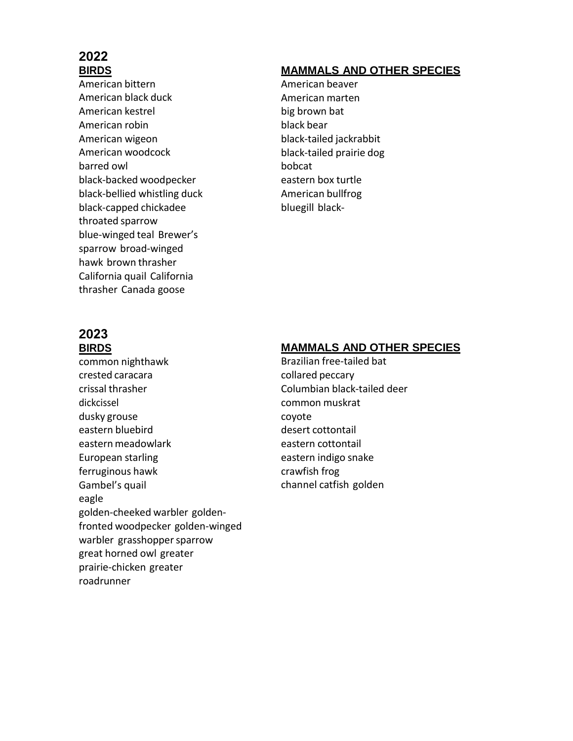# 2022

## BIRDS

American bittern
American black duck
American kestrel
American robin
American wigeon
American woodcock
barred owl
black-backed woodpecker
black-bellied whistling duck
black-capped chickadee
throated sparrow
blue-winged teal Brewer's
sparrow broad-winged
hawk brown thrasher
California quail California
thrasher Canada goose

## MAMMALS AND OTHER SPECIES

American beaver
American marten
big brown bat
black bear
black-tailed jackrabbit
black-tailed prairie dog
bobcat
eastern box turtle
American bullfrog
bluegill black-

# 2023

## BIRDS

common nighthawk
crested caracara
crissal thrasher
dickcissel
dusky grouse
eastern bluebird
eastern meadowlark
European starling
ferruginous hawk
Gambel's quail
eagle
golden-cheeked warbler golden-
fronted woodpecker golden-winged
warbler grasshopper sparrow
great horned owl greater
prairie-chicken greater
roadrunner

## MAMMALS AND OTHER SPECIES

Brazilian free-tailed bat
collared peccary
Columbian black-tailed deer
common muskrat
coyote
desert cottontail
eastern cottontail
eastern indigo snake
crawfish frog
channel catfish golden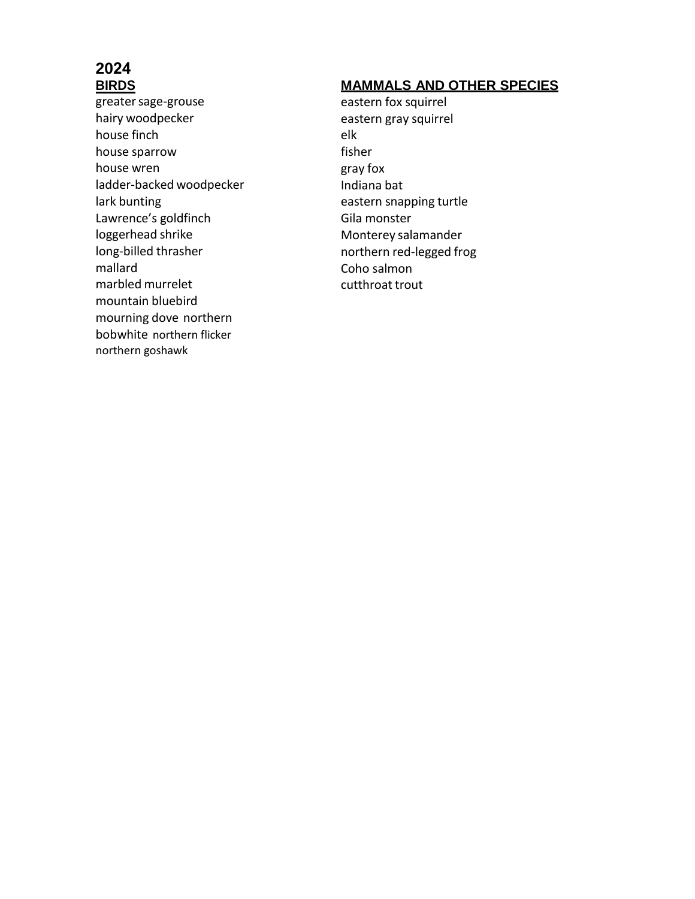# 2024

## BIRDS

greater sage-grouse
hairy woodpecker
house finch
house sparrow
house wren
ladder-backed woodpecker
lark bunting
Lawrence's goldfinch
loggerhead shrike
long-billed thrasher
mallard
marbled murrelet
mountain bluebird
mourning dove
northern bobwhite
northern flicker
northern goshawk

## MAMMALS AND OTHER SPECIES

eastern fox squirrel
eastern gray squirrel
elk
fisher
gray fox
Indiana bat
eastern snapping turtle
Gila monster
Monterey salamander
northern red-legged frog
Coho salmon
cutthroat trout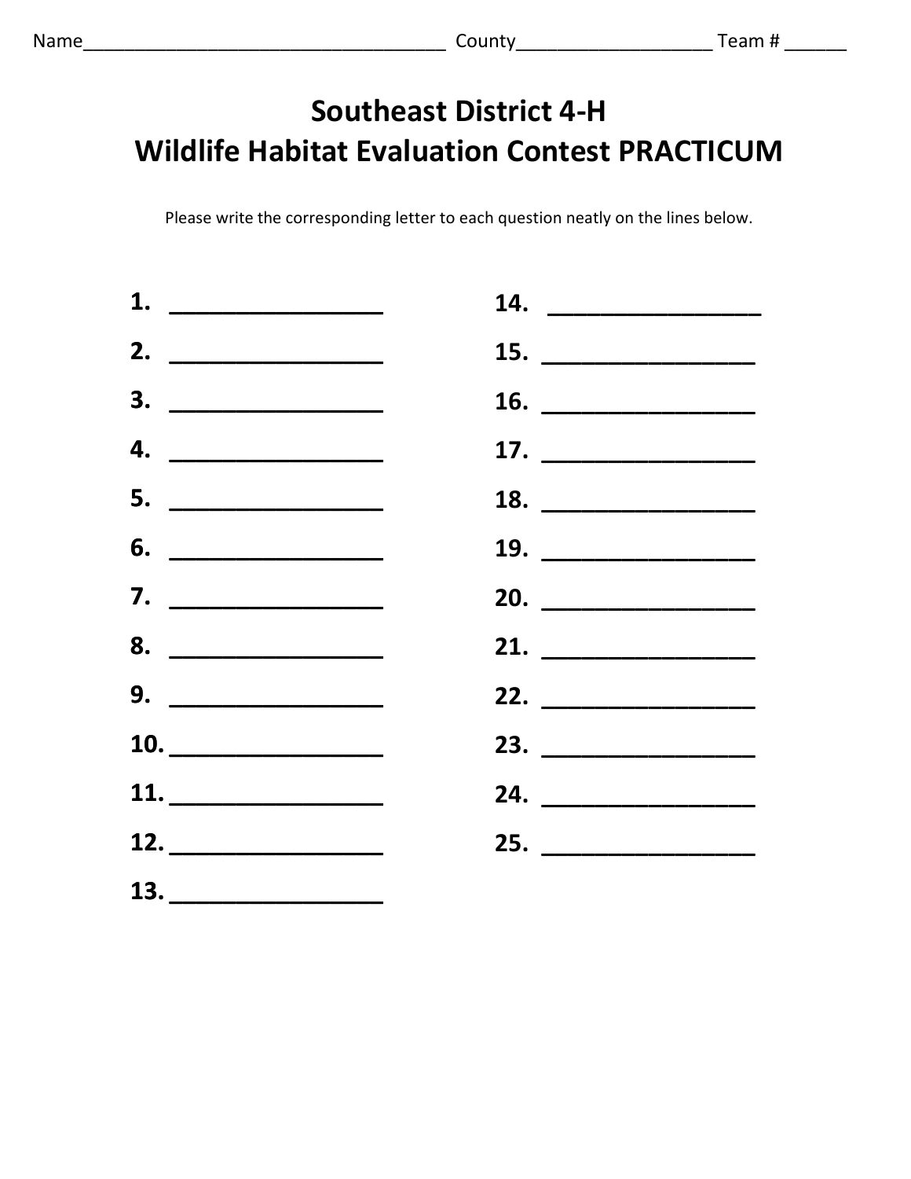Name___________________________________ County__________________ Team # ______

# Southeast District 4-H
# Wildlife Habitat Evaluation Contest PRACTICUM

Please write the corresponding letter to each question neatly on the lines below.

1. ________________
2. ________________
3. ________________
4. ________________
5. ________________
6. ________________
7. ________________
8. ________________
9. ________________
10. ________________
11. ________________
12. ________________
13. ________________
14. ________________
15. ________________
16. ________________
17. ________________
18. ________________
19. ________________
20. ________________
21. ________________
22. ________________
23. ________________
24. ________________
25. ________________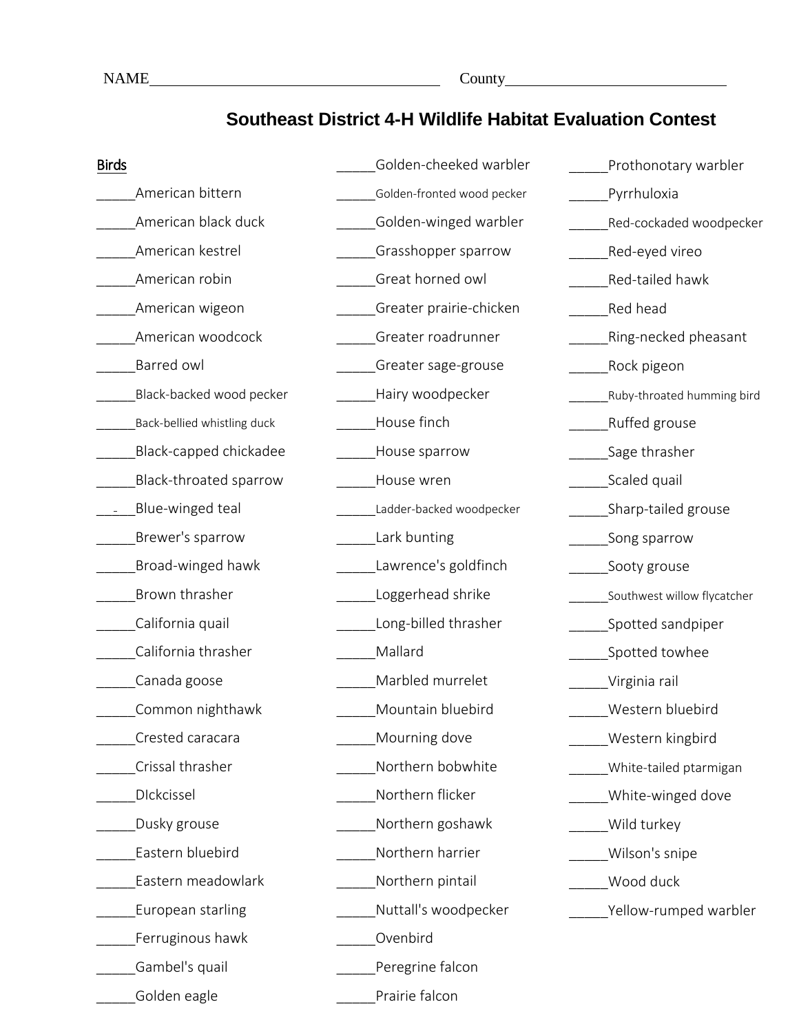NAME_____________________________________ County____________________________

## Southeast District 4-H Wildlife Habitat Evaluation Contest

Birds

_____American bittern
_____American black duck
_____American kestrel
_____American robin
_____American wigeon
_____American woodcock
_____Barred owl
_____Black-backed wood pecker
_____Back-bellied whistling duck
_____Black-capped chickadee
_____Black-throated sparrow
___-__Blue-winged teal
_____Brewer's sparrow
_____Broad-winged hawk
_____Brown thrasher
_____California quail
_____California thrasher
_____Canada goose
_____Common nighthawk
_____Crested caracara
_____Crissal thrasher
_____DIckcissel
_____Dusky grouse
_____Eastern bluebird
_____Eastern meadowlark
_____European starling
_____Ferruginous hawk
_____Gambel's quail
_____Golden eagle
_____Golden-cheeked warbler
_____Golden-fronted wood pecker
_____Golden-winged warbler
_____Grasshopper sparrow
_____Great horned owl
_____Greater prairie-chicken
_____Greater roadrunner
_____Greater sage-grouse
_____Hairy woodpecker
_____House finch
_____House sparrow
_____House wren
_____Ladder-backed woodpecker
_____Lark bunting
_____Lawrence's goldfinch
_____Loggerhead shrike
_____Long-billed thrasher
_____Mallard
_____Marbled murrelet
_____Mountain bluebird
_____Mourning dove
_____Northern bobwhite
_____Northern flicker
_____Northern goshawk
_____Northern harrier
_____Northern pintail
_____Nuttall's woodpecker
_____Ovenbird
_____Peregrine falcon
_____Prairie falcon
_____Prothonotary warbler
_____Pyrrhuloxia
_____Red-cockaded woodpecker
_____Red-eyed vireo
_____Red-tailed hawk
_____Red head
_____Ring-necked pheasant
_____Rock pigeon
_____Ruby-throated humming bird
_____Ruffed grouse
_____Sage thrasher
_____Scaled quail
_____Sharp-tailed grouse
_____Song sparrow
_____Sooty grouse
_____Southwest willow flycatcher
_____Spotted sandpiper
_____Spotted towhee
_____Virginia rail
_____Western bluebird
_____Western kingbird
_____White-tailed ptarmigan
_____White-winged dove
_____Wild turkey
_____Wilson's snipe
_____Wood duck
_____Yellow-rumped warbler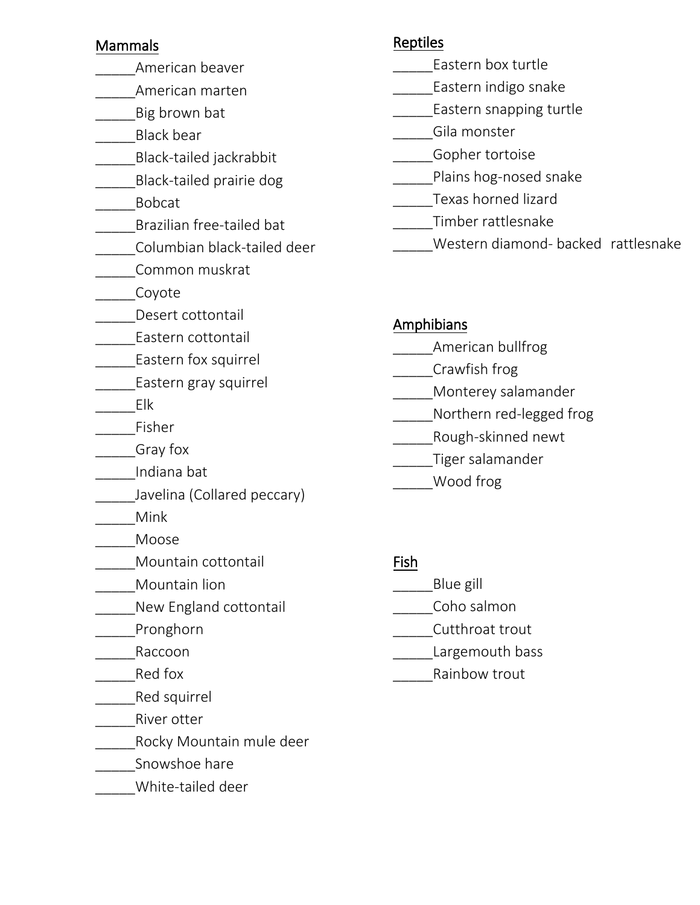Mammals

_____American beaver
_____American marten
_____Big brown bat
_____Black bear
_____Black-tailed jackrabbit
_____Black-tailed prairie dog
_____Bobcat
_____Brazilian free-tailed bat
_____Columbian black-tailed deer
_____Common muskrat
_____Coyote
_____Desert cottontail
_____Eastern cottontail
_____Eastern fox squirrel
_____Eastern gray squirrel
_____Elk
_____Fisher
_____Gray fox
_____Indiana bat
_____Javelina (Collared peccary)
_____Mink
_____Moose
_____Mountain cottontail
_____Mountain lion
_____New England cottontail
_____Pronghorn
_____Raccoon
_____Red fox
_____Red squirrel
_____River otter
_____Rocky Mountain mule deer
_____Snowshoe hare
_____White-tailed deer

Reptiles

_____Eastern box turtle
_____Eastern indigo snake
_____Eastern snapping turtle
_____Gila monster
_____Gopher tortoise
_____Plains hog-nosed snake
_____Texas horned lizard
_____Timber rattlesnake
_____Western diamond- backed rattlesnake

Amphibians

_____American bullfrog
_____Crawfish frog
_____Monterey salamander
_____Northern red-legged frog
_____Rough-skinned newt
_____Tiger salamander
_____Wood frog

Fish

_____Blue gill
_____Coho salmon
_____Cutthroat trout
_____Largemouth bass
_____Rainbow trout